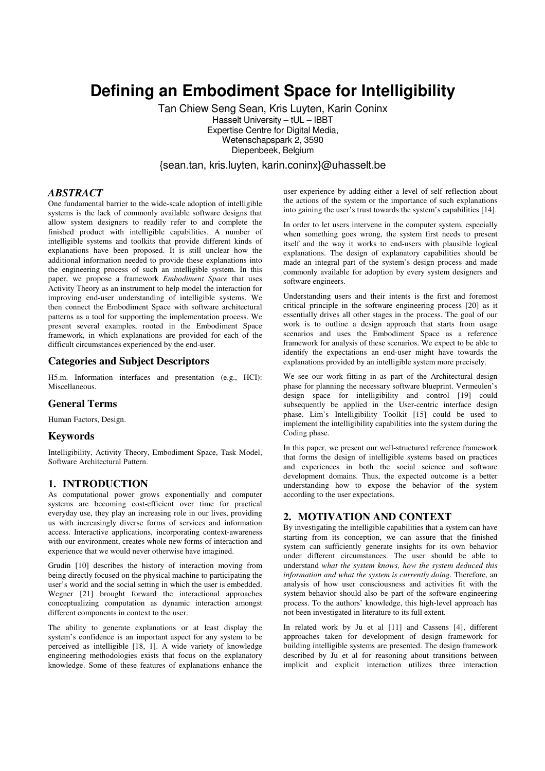# Defining an Embodiment Space for Intelligibility

Tan Chiew Seng Sean, Kris Luyten, Karin Coninx
Hasselt University – tUL – IBBT
Expertise Centre for Digital Media,
Wetenschapspark 2, 3590
Diepenbeek, Belgium

{sean.tan, kris.luyten, karin.coninx}@uhasselt.be

### *ABSTRACT*

One fundamental barrier to the wide-scale adoption of intelligible systems is the lack of commonly available software designs that allow system designers to readily refer to and complete the finished product with intelligible capabilities. A number of intelligible systems and toolkits that provide different kinds of explanations have been proposed. It is still unclear how the additional information needed to provide these explanations into the engineering process of such an intelligible system. In this paper, we propose a framework *Embodiment Space* that uses Activity Theory as an instrument to help model the interaction for improving end-user understanding of intelligible systems. We then connect the Embodiment Space with software architectural patterns as a tool for supporting the implementation process. We present several examples, rooted in the Embodiment Space framework, in which explanations are provided for each of the difficult circumstances experienced by the end-user.

### Categories and Subject Descriptors

H5.m. Information interfaces and presentation (e.g., HCI): Miscellaneous.

### General Terms

Human Factors, Design.

### Keywords

Intelligibility, Activity Theory, Embodiment Space, Task Model, Software Architectural Pattern.

## 1. INTRODUCTION

As computational power grows exponentially and computer systems are becoming cost-efficient over time for practical everyday use, they play an increasing role in our lives, providing us with increasingly diverse forms of services and information access. Interactive applications, incorporating context-awareness with our environment, creates whole new forms of interaction and experience that we would never otherwise have imagined.

Grudin [10] describes the history of interaction moving from being directly focused on the physical machine to participating the user's world and the social setting in which the user is embedded. Wegner [21] brought forward the interactional approaches conceptualizing computation as dynamic interaction amongst different components in context to the user.

The ability to generate explanations or at least display the system's confidence is an important aspect for any system to be perceived as intelligible [18, 1]. A wide variety of knowledge engineering methodologies exists that focus on the explanatory knowledge. Some of these features of explanations enhance the user experience by adding either a level of self reflection about the actions of the system or the importance of such explanations into gaining the user's trust towards the system's capabilities [14].

In order to let users intervene in the computer system, especially when something goes wrong, the system first needs to present itself and the way it works to end-users with plausible logical explanations. The design of explanatory capabilities should be made an integral part of the system's design process and made commonly available for adoption by every system designers and software engineers.

Understanding users and their intents is the first and foremost critical principle in the software engineering process [20] as it essentially drives all other stages in the process. The goal of our work is to outline a design approach that starts from usage scenarios and uses the Embodiment Space as a reference framework for analysis of these scenarios. We expect to be able to identify the expectations an end-user might have towards the explanations provided by an intelligible system more precisely.

We see our work fitting in as part of the Architectural design phase for planning the necessary software blueprint. Vermeulen's design space for intelligibility and control [19] could subsequently be applied in the User-centric interface design phase. Lim's Intelligibility Toolkit [15] could be used to implement the intelligibility capabilities into the system during the Coding phase.

In this paper, we present our well-structured reference framework that forms the design of intelligible systems based on practices and experiences in both the social science and software development domains. Thus, the expected outcome is a better understanding how to expose the behavior of the system according to the user expectations.

## 2. MOTIVATION AND CONTEXT

By investigating the intelligible capabilities that a system can have starting from its conception, we can assure that the finished system can sufficiently generate insights for its own behavior under different circumstances. The user should be able to understand *what the system knows, how the system deduced this information and what the system is currently doing*. Therefore, an analysis of how user consciousness and activities fit with the system behavior should also be part of the software engineering process. To the authors' knowledge, this high-level approach has not been investigated in literature to its full extent.

In related work by Ju et al [11] and Cassens [4], different approaches taken for development of design framework for building intelligible systems are presented. The design framework described by Ju et al for reasoning about transitions between implicit and explicit interaction utilizes three interaction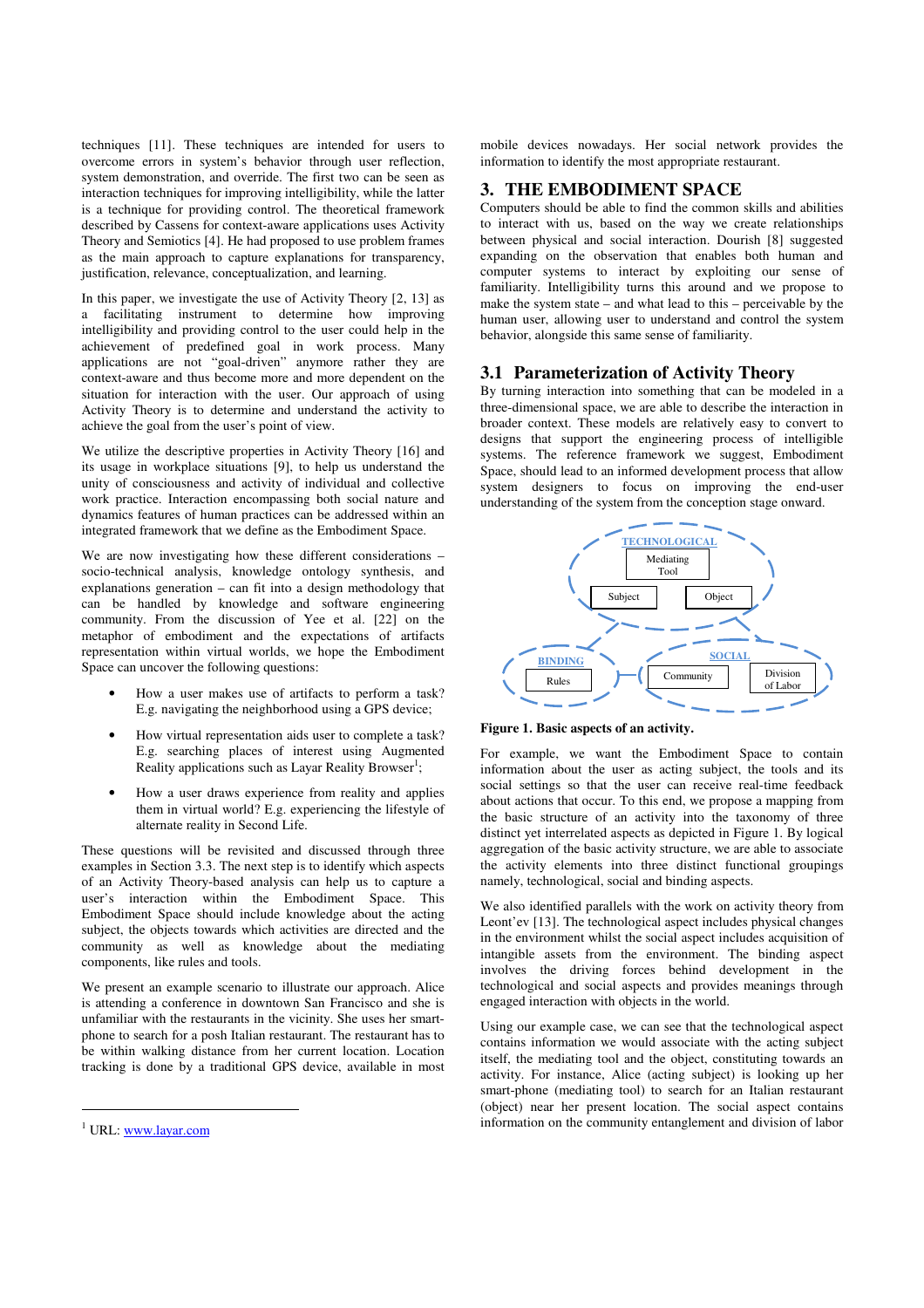techniques [11]. These techniques are intended for users to overcome errors in system's behavior through user reflection, system demonstration, and override. The first two can be seen as interaction techniques for improving intelligibility, while the latter is a technique for providing control. The theoretical framework described by Cassens for context-aware applications uses Activity Theory and Semiotics [4]. He had proposed to use problem frames as the main approach to capture explanations for transparency, justification, relevance, conceptualization, and learning.

In this paper, we investigate the use of Activity Theory [2, 13] as a facilitating instrument to determine how improving intelligibility and providing control to the user could help in the achievement of predefined goal in work process. Many applications are not "goal-driven" anymore rather they are context-aware and thus become more and more dependent on the situation for interaction with the user. Our approach of using Activity Theory is to determine and understand the activity to achieve the goal from the user's point of view.

We utilize the descriptive properties in Activity Theory [16] and its usage in workplace situations [9], to help us understand the unity of consciousness and activity of individual and collective work practice. Interaction encompassing both social nature and dynamics features of human practices can be addressed within an integrated framework that we define as the Embodiment Space.

We are now investigating how these different considerations – socio-technical analysis, knowledge ontology synthesis, and explanations generation – can fit into a design methodology that can be handled by knowledge and software engineering community. From the discussion of Yee et al. [22] on the metaphor of embodiment and the expectations of artifacts representation within virtual worlds, we hope the Embodiment Space can uncover the following questions:

- How a user makes use of artifacts to perform a task? E.g. navigating the neighborhood using a GPS device;
- How virtual representation aids user to complete a task? E.g. searching places of interest using Augmented Reality applications such as Layar Reality Browser[1];
- How a user draws experience from reality and applies them in virtual world? E.g. experiencing the lifestyle of alternate reality in Second Life.

These questions will be revisited and discussed through three examples in Section 3.3. The next step is to identify which aspects of an Activity Theory-based analysis can help us to capture a user's interaction within the Embodiment Space. This Embodiment Space should include knowledge about the acting subject, the objects towards which activities are directed and the community as well as knowledge about the mediating components, like rules and tools.

We present an example scenario to illustrate our approach. Alice is attending a conference in downtown San Francisco and she is unfamiliar with the restaurants in the vicinity. She uses her smart-phone to search for a posh Italian restaurant. The restaurant has to be within walking distance from her current location. Location tracking is done by a traditional GPS device, available in most mobile devices nowadays. Her social network provides the information to identify the most appropriate restaurant.

[1] URL: www.layar.com

## 3. THE EMBODIMENT SPACE

Computers should be able to find the common skills and abilities to interact with us, based on the way we create relationships between physical and social interaction. Dourish [8] suggested expanding on the observation that enables both human and computer systems to interact by exploiting our sense of familiarity. Intelligibility turns this around and we propose to make the system state – and what lead to this – perceivable by the human user, allowing user to understand and control the system behavior, alongside this same sense of familiarity.

### 3.1 Parameterization of Activity Theory

By turning interaction into something that can be modeled in a three-dimensional space, we are able to describe the interaction in broader context. These models are relatively easy to convert to designs that support the engineering process of intelligible systems. The reference framework we suggest, Embodiment Space, should lead to an informed development process that allow system designers to focus on improving the end-user understanding of the system from the conception stage onward.

TECHNOLOGICAL: Mediating Tool, Subject, Object
BINDING: Rules
SOCIAL: Community, Division of Labor

**Figure 1. Basic aspects of an activity.**

For example, we want the Embodiment Space to contain information about the user as acting subject, the tools and its social settings so that the user can receive real-time feedback about actions that occur. To this end, we propose a mapping from the basic structure of an activity into the taxonomy of three distinct yet interrelated aspects as depicted in Figure 1. By logical aggregation of the basic activity structure, we are able to associate the activity elements into three distinct functional groupings namely, technological, social and binding aspects.

We also identified parallels with the work on activity theory from Leont'ev [13]. The technological aspect includes physical changes in the environment whilst the social aspect includes acquisition of intangible assets from the environment. The binding aspect involves the driving forces behind development in the technological and social aspects and provides meanings through engaged interaction with objects in the world.

Using our example case, we can see that the technological aspect contains information we would associate with the acting subject itself, the mediating tool and the object, constituting towards an activity. For instance, Alice (acting subject) is looking up her smart-phone (mediating tool) to search for an Italian restaurant (object) near her present location. The social aspect contains information on the community entanglement and division of labor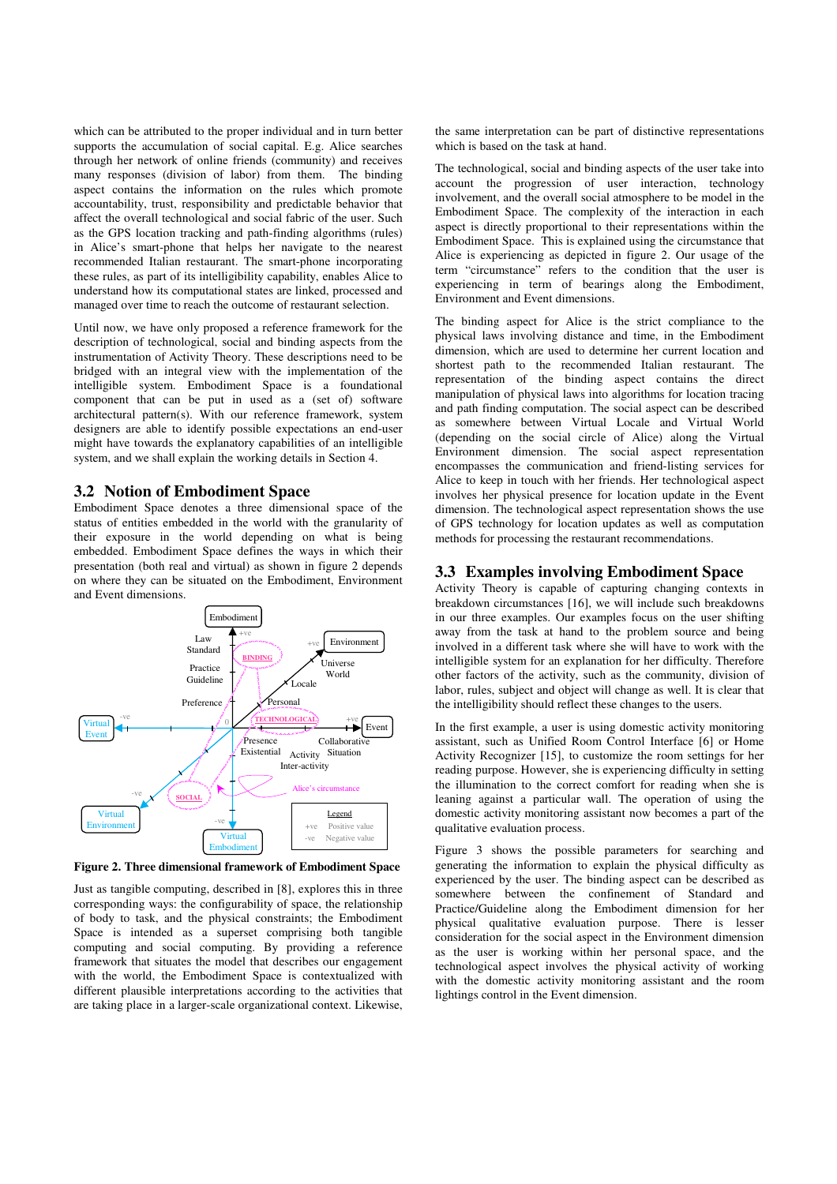which can be attributed to the proper individual and in turn better supports the accumulation of social capital. E.g. Alice searches through her network of online friends (community) and receives many responses (division of labor) from them. The binding aspect contains the information on the rules which promote accountability, trust, responsibility and predictable behavior that affect the overall technological and social fabric of the user. Such as the GPS location tracking and path-finding algorithms (rules) in Alice's smart-phone that helps her navigate to the nearest recommended Italian restaurant. The smart-phone incorporating these rules, as part of its intelligibility capability, enables Alice to understand how its computational states are linked, processed and managed over time to reach the outcome of restaurant selection.

Until now, we have only proposed a reference framework for the description of technological, social and binding aspects from the instrumentation of Activity Theory. These descriptions need to be bridged with an integral view with the implementation of the intelligible system. Embodiment Space is a foundational component that can be put in used as a (set of) software architectural pattern(s). With our reference framework, system designers are able to identify possible expectations an end-user might have towards the explanatory capabilities of an intelligible system, and we shall explain the working details in Section 4.

## 3.2 Notion of Embodiment Space

Embodiment Space denotes a three dimensional space of the status of entities embedded in the world with the granularity of their exposure in the world depending on what is being embedded. Embodiment Space defines the ways in which their presentation (both real and virtual) as shown in figure 2 depends on where they can be situated on the Embodiment, Environment and Event dimensions.

**Figure 2. Three dimensional framework of Embodiment Space**

Just as tangible computing, described in [8], explores this in three corresponding ways: the configurability of space, the relationship of body to task, and the physical constraints; the Embodiment Space is intended as a superset comprising both tangible computing and social computing. By providing a reference framework that situates the model that describes our engagement with the world, the Embodiment Space is contextualized with different plausible interpretations according to the activities that are taking place in a larger-scale organizational context. Likewise, the same interpretation can be part of distinctive representations which is based on the task at hand.

The technological, social and binding aspects of the user take into account the progression of user interaction, technology involvement, and the overall social atmosphere to be model in the Embodiment Space. The complexity of the interaction in each aspect is directly proportional to their representations within the Embodiment Space. This is explained using the circumstance that Alice is experiencing as depicted in figure 2. Our usage of the term "circumstance" refers to the condition that the user is experiencing in term of bearings along the Embodiment, Environment and Event dimensions.

The binding aspect for Alice is the strict compliance to the physical laws involving distance and time, in the Embodiment dimension, which are used to determine her current location and shortest path to the recommended Italian restaurant. The representation of the binding aspect contains the direct manipulation of physical laws into algorithms for location tracing and path finding computation. The social aspect can be described as somewhere between Virtual Locale and Virtual World (depending on the social circle of Alice) along the Virtual Environment dimension. The social aspect representation encompasses the communication and friend-listing services for Alice to keep in touch with her friends. Her technological aspect involves her physical presence for location update in the Event dimension. The technological aspect representation shows the use of GPS technology for location updates as well as computation methods for processing the restaurant recommendations.

## 3.3 Examples involving Embodiment Space

Activity Theory is capable of capturing changing contexts in breakdown circumstances [16], we will include such breakdowns in our three examples. Our examples focus on the user shifting away from the task at hand to the problem source and being involved in a different task where she will have to work with the intelligible system for an explanation for her difficulty. Therefore other factors of the activity, such as the community, division of labor, rules, subject and object will change as well. It is clear that the intelligibility should reflect these changes to the users.

In the first example, a user is using domestic activity monitoring assistant, such as Unified Room Control Interface [6] or Home Activity Recognizer [15], to customize the room settings for her reading purpose. However, she is experiencing difficulty in setting the illumination to the correct comfort for reading when she is leaning against a particular wall. The operation of using the domestic activity monitoring assistant now becomes a part of the qualitative evaluation process.

Figure 3 shows the possible parameters for searching and generating the information to explain the physical difficulty as experienced by the user. The binding aspect can be described as somewhere between the confinement of Standard and Practice/Guideline along the Embodiment dimension for her physical qualitative evaluation purpose. There is lesser consideration for the social aspect in the Environment dimension as the user is working within her personal space, and the technological aspect involves the physical activity of working with the domestic activity monitoring assistant and the room lightings control in the Event dimension.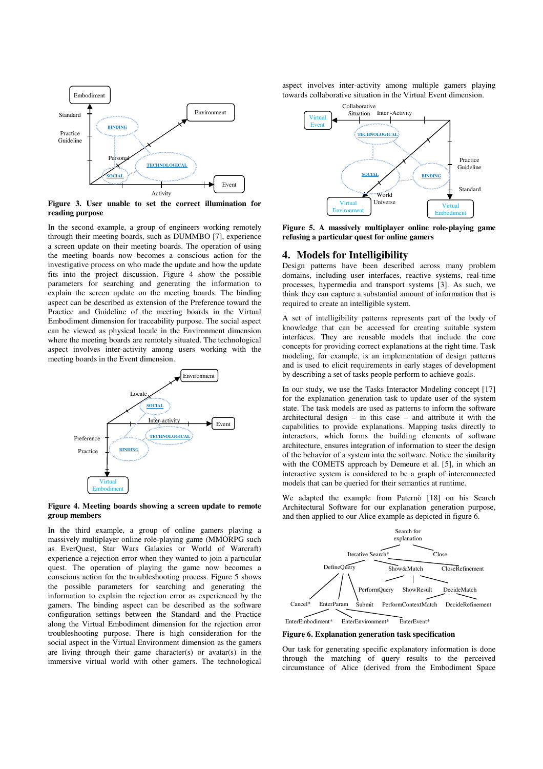**Figure 3. User unable to set the correct illumination for reading purpose**

In the second example, a group of engineers working remotely through their meeting boards, such as DUMMBO [7], experience a screen update on their meeting boards. The operation of using the meeting boards now becomes a conscious action for the investigative process on who made the update and how the update fits into the project discussion. Figure 4 show the possible parameters for searching and generating the information to explain the screen update on the meeting boards. The binding aspect can be described as extension of the Preference toward the Practice and Guideline of the meeting boards in the Virtual Embodiment dimension for traceability purpose. The social aspect can be viewed as physical locale in the Environment dimension where the meeting boards are remotely situated. The technological aspect involves inter-activity among users working with the meeting boards in the Event dimension.

**Figure 4. Meeting boards showing a screen update to remote group members**

In the third example, a group of online gamers playing a massively multiplayer online role-playing game (MMORPG such as EverQuest, Star Wars Galaxies or World of Warcraft) experience a rejection error when they wanted to join a particular quest. The operation of playing the game now becomes a conscious action for the troubleshooting process. Figure 5 shows the possible parameters for searching and generating the information to explain the rejection error as experienced by the gamers. The binding aspect can be described as the software configuration settings between the Standard and the Practice along the Virtual Embodiment dimension for the rejection error troubleshooting purpose. There is high consideration for the social aspect in the Virtual Environment dimension as the gamers are living through their game character(s) or avatar(s) in the immersive virtual world with other gamers. The technological aspect involves inter-activity among multiple gamers playing towards collaborative situation in the Virtual Event dimension.

**Figure 5. A massively multiplayer online role-playing game refusing a particular quest for online gamers**

## 4. Models for Intelligibility

Design patterns have been described across many problem domains, including user interfaces, reactive systems, real-time processes, hypermedia and transport systems [3]. As such, we think they can capture a substantial amount of information that is required to create an intelligible system.

A set of intelligibility patterns represents part of the body of knowledge that can be accessed for creating suitable system interfaces. They are reusable models that include the core concepts for providing correct explanations at the right time. Task modeling, for example, is an implementation of design patterns and is used to elicit requirements in early stages of development by describing a set of tasks people perform to achieve goals.

In our study, we use the Tasks Interactor Modeling concept [17] for the explanation generation task to update user of the system state. The task models are used as patterns to inform the software architectural design – in this case – and attribute it with the capabilities to provide explanations. Mapping tasks directly to interactors, which forms the building elements of software architecture, ensures integration of information to steer the design of the behavior of a system into the software. Notice the similarity with the COMETS approach by Demeure et al. [5], in which an interactive system is considered to be a graph of interconnected models that can be queried for their semantics at runtime.

We adapted the example from Paternò [18] on his Search Architectural Software for our explanation generation purpose, and then applied to our Alice example as depicted in figure 6.

**Figure 6. Explanation generation task specification**

Our task for generating specific explanatory information is done through the matching of query results to the perceived circumstance of Alice (derived from the Embodiment Space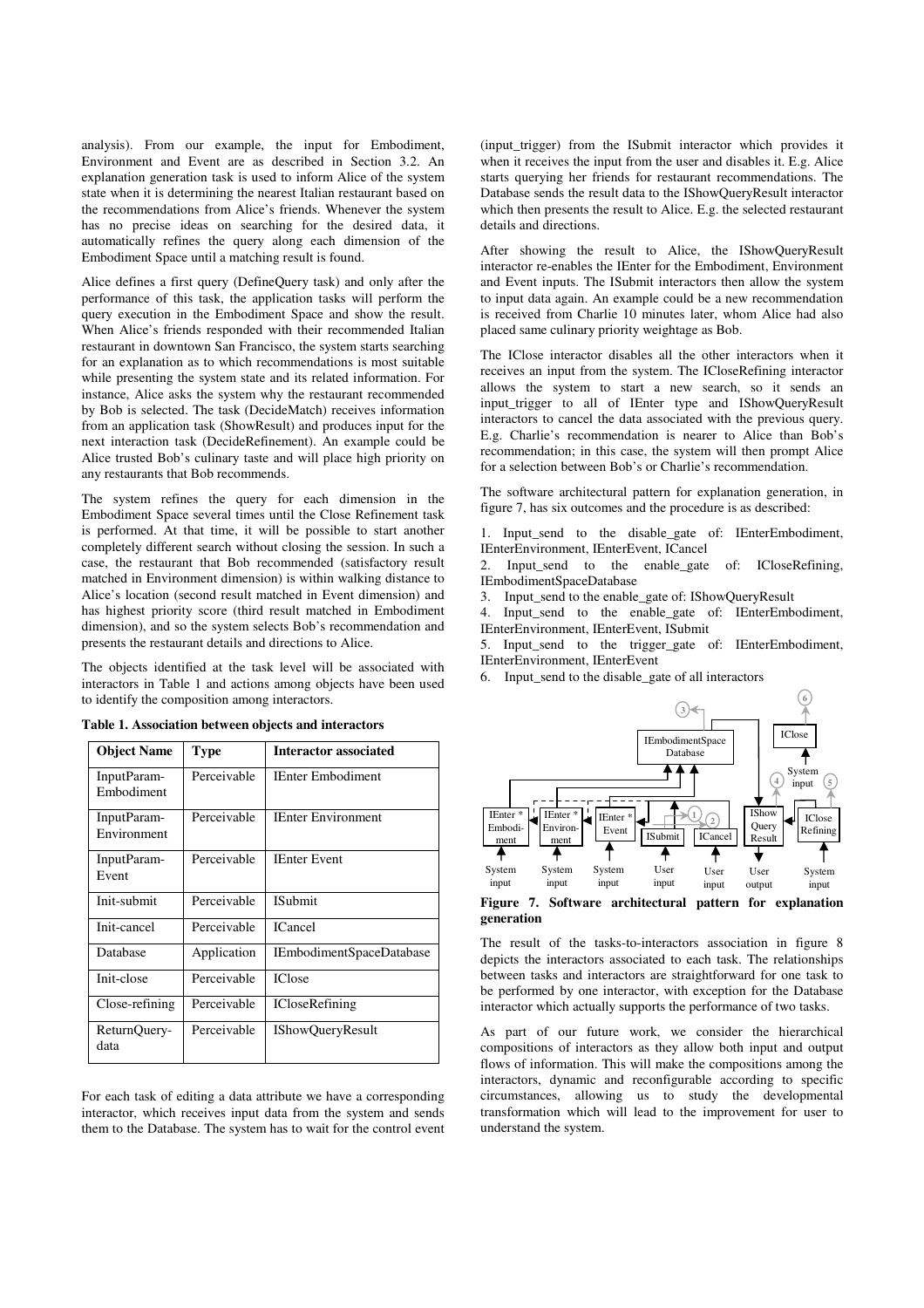analysis). From our example, the input for Embodiment, Environment and Event are as described in Section 3.2. An explanation generation task is used to inform Alice of the system state when it is determining the nearest Italian restaurant based on the recommendations from Alice's friends. Whenever the system has no precise ideas on searching for the desired data, it automatically refines the query along each dimension of the Embodiment Space until a matching result is found.

Alice defines a first query (DefineQuery task) and only after the performance of this task, the application tasks will perform the query execution in the Embodiment Space and show the result. When Alice's friends responded with their recommended Italian restaurant in downtown San Francisco, the system starts searching for an explanation as to which recommendations is most suitable while presenting the system state and its related information. For instance, Alice asks the system why the restaurant recommended by Bob is selected. The task (DecideMatch) receives information from an application task (ShowResult) and produces input for the next interaction task (DecideRefinement). An example could be Alice trusted Bob's culinary taste and will place high priority on any restaurants that Bob recommends.

The system refines the query for each dimension in the Embodiment Space several times until the Close Refinement task is performed. At that time, it will be possible to start another completely different search without closing the session. In such a case, the restaurant that Bob recommended (satisfactory result matched in Environment dimension) is within walking distance to Alice's location (second result matched in Event dimension) and has highest priority score (third result matched in Embodiment dimension), and so the system selects Bob's recommendation and presents the restaurant details and directions to Alice.

The objects identified at the task level will be associated with interactors in Table 1 and actions among objects have been used to identify the composition among interactors.

**Table 1. Association between objects and interactors**

| Object Name | Type | Interactor associated |
|---|---|---|
| InputParam-Embodiment | Perceivable | IEnter Embodiment |
| InputParam-Environment | Perceivable | IEnter Environment |
| InputParam-Event | Perceivable | IEnter Event |
| Init-submit | Perceivable | ISubmit |
| Init-cancel | Perceivable | ICancel |
| Database | Application | IEmbodimentSpaceDatabase |
| Init-close | Perceivable | IClose |
| Close-refining | Perceivable | ICloseRefining |
| ReturnQuery-data | Perceivable | IShowQueryResult |

For each task of editing a data attribute we have a corresponding interactor, which receives input data from the system and sends them to the Database. The system has to wait for the control event (input_trigger) from the ISubmit interactor which provides it when it receives the input from the user and disables it. E.g. Alice starts querying her friends for restaurant recommendations. The Database sends the result data to the IShowQueryResult interactor which then presents the result to Alice. E.g. the selected restaurant details and directions.

After showing the result to Alice, the IShowQueryResult interactor re-enables the IEnter for the Embodiment, Environment and Event inputs. The ISubmit interactors then allow the system to input data again. An example could be a new recommendation is received from Charlie 10 minutes later, whom Alice had also placed same culinary priority weightage as Bob.

The IClose interactor disables all the other interactors when it receives an input from the system. The ICloseRefining interactor allows the system to start a new search, so it sends an input_trigger to all of IEnter type and IShowQueryResult interactors to cancel the data associated with the previous query. E.g. Charlie's recommendation is nearer to Alice than Bob's recommendation; in this case, the system will then prompt Alice for a selection between Bob's or Charlie's recommendation.

The software architectural pattern for explanation generation, in figure 7, has six outcomes and the procedure is as described:

1. Input_send to the disable_gate of: IEnterEmbodiment, IEnterEnvironment, IEnterEvent, ICancel
2. Input_send to the enable_gate of: ICloseRefining, IEmbodimentSpaceDatabase
3. Input_send to the enable_gate of: IShowQueryResult
4. Input_send to the enable_gate of: IEnterEmbodiment, IEnterEnvironment, IEnterEvent, ISubmit
5. Input_send to the trigger_gate of: IEnterEmbodiment, IEnterEnvironment, IEnterEvent
6. Input_send to the disable_gate of all interactors

**Figure 7. Software architectural pattern for explanation generation**

The result of the tasks-to-interactors association in figure 8 depicts the interactors associated to each task. The relationships between tasks and interactors are straightforward for one task to be performed by one interactor, with exception for the Database interactor which actually supports the performance of two tasks.

As part of our future work, we consider the hierarchical compositions of interactors as they allow both input and output flows of information. This will make the compositions among the interactors, dynamic and reconfigurable according to specific circumstances, allowing us to study the developmental transformation which will lead to the improvement for user to understand the system.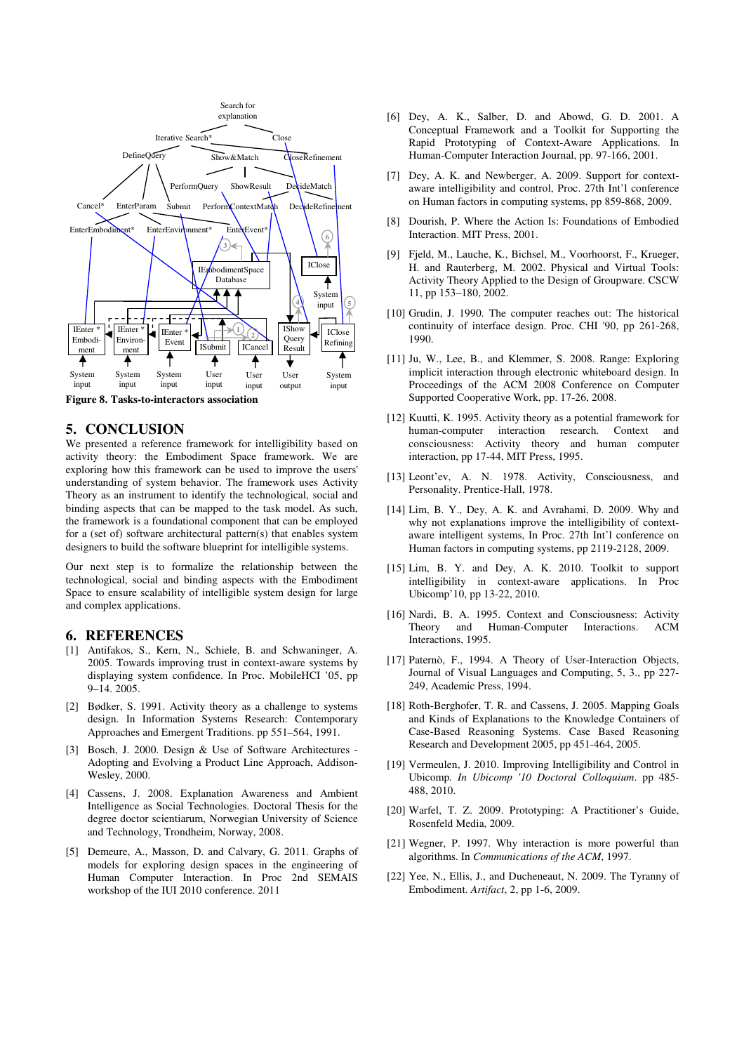Search for explanation

Iterative Search*

Close

DefineQuery

Show&Match

CloseRefinement

PerformQuery

ShowResult

DecideMatch

Cancel*

EnterParam

Submit

PerformContextMatch

DecideRefinement

EnterEmbodiment*

EnterEnvironment*

EnterEvent*

IEmbodimentSpace Database

IClose

System input

IEnter * Embodiment

IEnter * Environment

IEnter * Event

ISubmit

ICancel

IShow Query Result

IClose Refining

System input

System input

System input

User input

User input

User output

System input

1 2 3 4 5 6

**Figure 8. Tasks-to-interactors association**

## 5. CONCLUSION

We presented a reference framework for intelligibility based on activity theory: the Embodiment Space framework. We are exploring how this framework can be used to improve the users' understanding of system behavior. The framework uses Activity Theory as an instrument to identify the technological, social and binding aspects that can be mapped to the task model. As such, the framework is a foundational component that can be employed for a (set of) software architectural pattern(s) that enables system designers to build the software blueprint for intelligible systems.

Our next step is to formalize the relationship between the technological, social and binding aspects with the Embodiment Space to ensure scalability of intelligible system design for large and complex applications.

## 6. REFERENCES

[1] Antifakos, S., Kern, N., Schiele, B. and Schwaninger, A. 2005. Towards improving trust in context-aware systems by displaying system confidence. In Proc. MobileHCI '05, pp 9–14. 2005.

[2] Bødker, S. 1991. Activity theory as a challenge to systems design. In Information Systems Research: Contemporary Approaches and Emergent Traditions. pp 551–564, 1991.

[3] Bosch, J. 2000. Design & Use of Software Architectures - Adopting and Evolving a Product Line Approach, Addison-Wesley, 2000.

[4] Cassens, J. 2008. Explanation Awareness and Ambient Intelligence as Social Technologies. Doctoral Thesis for the degree doctor scientiarum, Norwegian University of Science and Technology, Trondheim, Norway, 2008.

[5] Demeure, A., Masson, D. and Calvary, G. 2011. Graphs of models for exploring design spaces in the engineering of Human Computer Interaction. In Proc 2nd SEMAIS workshop of the IUI 2010 conference. 2011

[6] Dey, A. K., Salber, D. and Abowd, G. D. 2001. A Conceptual Framework and a Toolkit for Supporting the Rapid Prototyping of Context-Aware Applications. In Human-Computer Interaction Journal, pp. 97-166, 2001.

[7] Dey, A. K. and Newberger, A. 2009. Support for context-aware intelligibility and control, Proc. 27th Int'l conference on Human factors in computing systems, pp 859-868, 2009.

[8] Dourish, P. Where the Action Is: Foundations of Embodied Interaction. MIT Press, 2001.

[9] Fjeld, M., Lauche, K., Bichsel, M., Voorhoorst, F., Krueger, H. and Rauterberg, M. 2002. Physical and Virtual Tools: Activity Theory Applied to the Design of Groupware. CSCW 11, pp 153–180, 2002.

[10] Grudin, J. 1990. The computer reaches out: The historical continuity of interface design. Proc. CHI '90, pp 261-268, 1990.

[11] Ju, W., Lee, B., and Klemmer, S. 2008. Range: Exploring implicit interaction through electronic whiteboard design. In Proceedings of the ACM 2008 Conference on Computer Supported Cooperative Work, pp. 17-26, 2008.

[12] Kuutti, K. 1995. Activity theory as a potential framework for human-computer interaction research. Context and consciousness: Activity theory and human computer interaction, pp 17-44, MIT Press, 1995.

[13] Leont'ev, A. N. 1978. Activity, Consciousness, and Personality. Prentice-Hall, 1978.

[14] Lim, B. Y., Dey, A. K. and Avrahami, D. 2009. Why and why not explanations improve the intelligibility of context-aware intelligent systems, In Proc. 27th Int'l conference on Human factors in computing systems, pp 2119-2128, 2009.

[15] Lim, B. Y. and Dey, A. K. 2010. Toolkit to support intelligibility in context-aware applications. In Proc Ubicomp'10, pp 13-22, 2010.

[16] Nardi, B. A. 1995. Context and Consciousness: Activity Theory and Human-Computer Interactions. ACM Interactions, 1995.

[17] Paternò, F., 1994. A Theory of User-Interaction Objects, Journal of Visual Languages and Computing, 5, 3., pp 227-249, Academic Press, 1994.

[18] Roth-Berghofer, T. R. and Cassens, J. 2005. Mapping Goals and Kinds of Explanations to the Knowledge Containers of Case-Based Reasoning Systems. Case Based Reasoning Research and Development 2005, pp 451-464, 2005.

[19] Vermeulen, J. 2010. Improving Intelligibility and Control in Ubicomp. *In Ubicomp '10 Doctoral Colloquium*. pp 485-488, 2010.

[20] Warfel, T. Z. 2009. Prototyping: A Practitioner's Guide, Rosenfeld Media, 2009.

[21] Wegner, P. 1997. Why interaction is more powerful than algorithms. In *Communications of the ACM*, 1997.

[22] Yee, N., Ellis, J., and Ducheneaut, N. 2009. The Tyranny of Embodiment. *Artifact*, 2, pp 1-6, 2009.